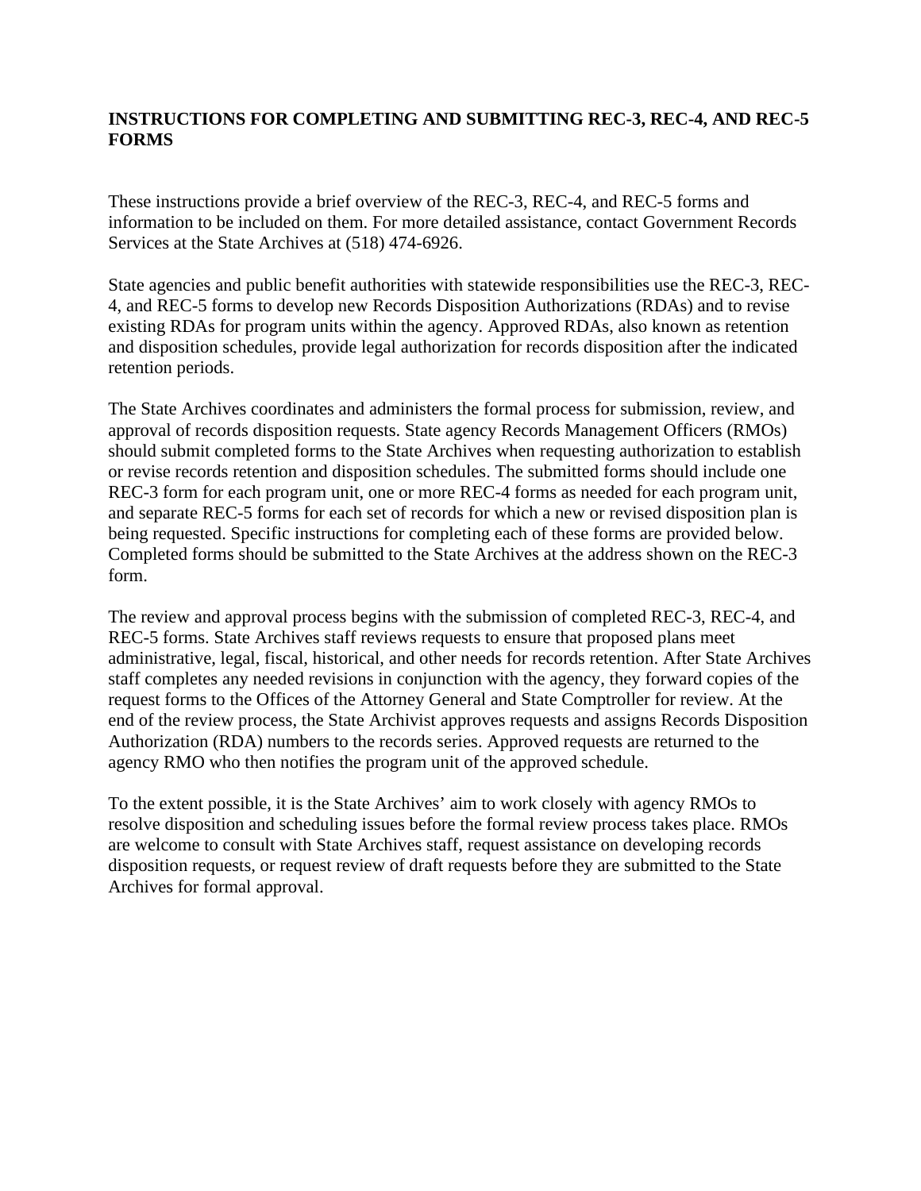# INSTRUCTIONS FOR COMPLETING AND SUBMITTING REC-3, REC-4, AND REC-5 FORMS

These instructions provide a brief overview of the REC-3, REC-4, and REC-5 forms and information to be included on them. For more detailed assistance, contact Government Records Services at the State Archives at (518) 474-6926.

State agencies and public benefit authorities with statewide responsibilities use the REC-3, REC-4, and REC-5 forms to develop new Records Disposition Authorizations (RDAs) and to revise existing RDAs for program units within the agency. Approved RDAs, also known as retention and disposition schedules, provide legal authorization for records disposition after the indicated retention periods.

The State Archives coordinates and administers the formal process for submission, review, and approval of records disposition requests. State agency Records Management Officers (RMOs) should submit completed forms to the State Archives when requesting authorization to establish or revise records retention and disposition schedules. The submitted forms should include one REC-3 form for each program unit, one or more REC-4 forms as needed for each program unit, and separate REC-5 forms for each set of records for which a new or revised disposition plan is being requested. Specific instructions for completing each of these forms are provided below. Completed forms should be submitted to the State Archives at the address shown on the REC-3 form.

The review and approval process begins with the submission of completed REC-3, REC-4, and REC-5 forms. State Archives staff reviews requests to ensure that proposed plans meet administrative, legal, fiscal, historical, and other needs for records retention. After State Archives staff completes any needed revisions in conjunction with the agency, they forward copies of the request forms to the Offices of the Attorney General and State Comptroller for review. At the end of the review process, the State Archivist approves requests and assigns Records Disposition Authorization (RDA) numbers to the records series. Approved requests are returned to the agency RMO who then notifies the program unit of the approved schedule.

To the extent possible, it is the State Archives' aim to work closely with agency RMOs to resolve disposition and scheduling issues before the formal review process takes place. RMOs are welcome to consult with State Archives staff, request assistance on developing records disposition requests, or request review of draft requests before they are submitted to the State Archives for formal approval.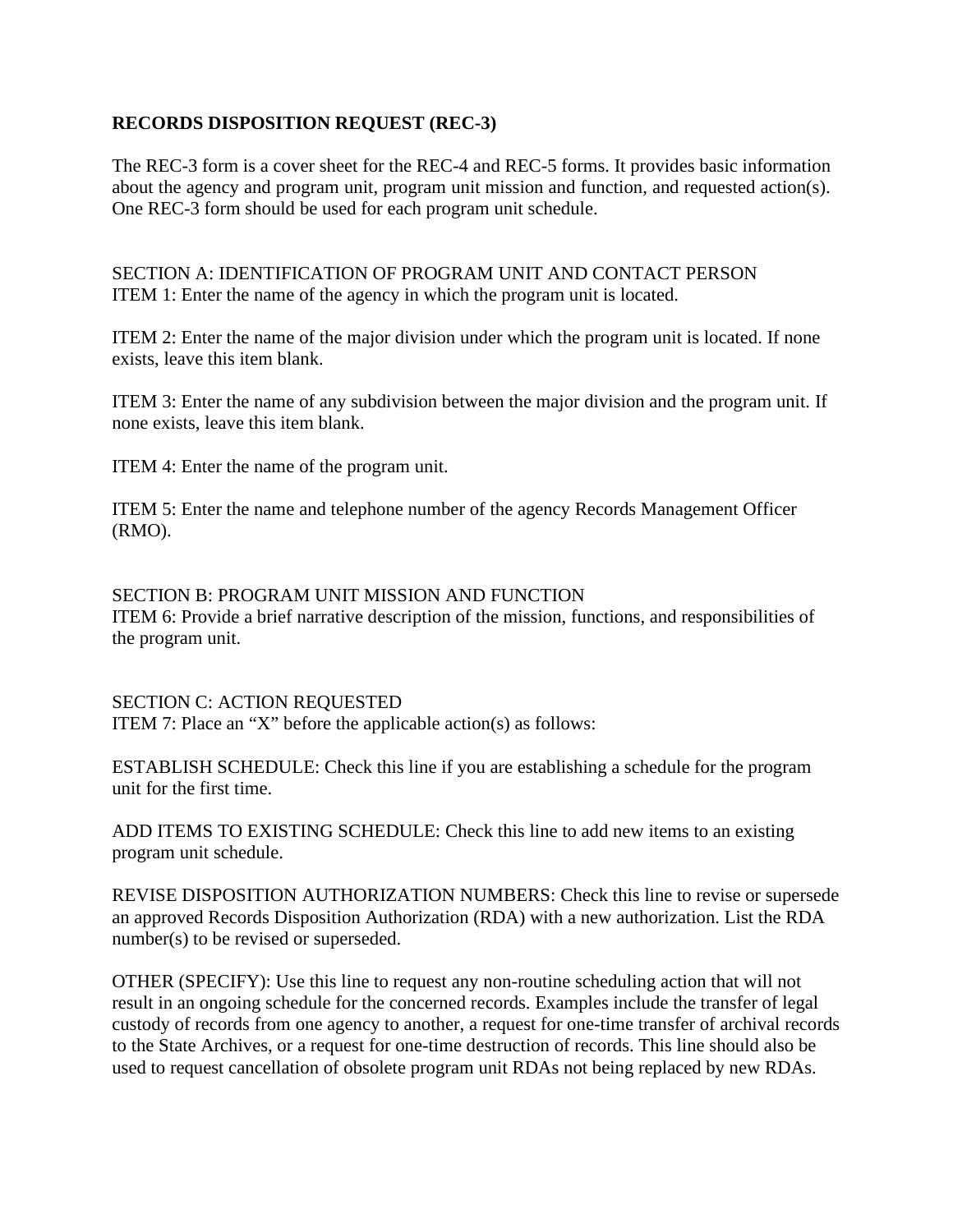**RECORDS DISPOSITION REQUEST (REC-3)**

The REC-3 form is a cover sheet for the REC-4 and REC-5 forms. It provides basic information about the agency and program unit, program unit mission and function, and requested action(s). One REC-3 form should be used for each program unit schedule.

SECTION A: IDENTIFICATION OF PROGRAM UNIT AND CONTACT PERSON
ITEM 1: Enter the name of the agency in which the program unit is located.

ITEM 2: Enter the name of the major division under which the program unit is located. If none exists, leave this item blank.

ITEM 3: Enter the name of any subdivision between the major division and the program unit. If none exists, leave this item blank.

ITEM 4: Enter the name of the program unit.

ITEM 5: Enter the name and telephone number of the agency Records Management Officer (RMO).

SECTION B: PROGRAM UNIT MISSION AND FUNCTION
ITEM 6: Provide a brief narrative description of the mission, functions, and responsibilities of the program unit.

SECTION C: ACTION REQUESTED
ITEM 7: Place an “X” before the applicable action(s) as follows:

ESTABLISH SCHEDULE: Check this line if you are establishing a schedule for the program unit for the first time.

ADD ITEMS TO EXISTING SCHEDULE: Check this line to add new items to an existing program unit schedule.

REVISE DISPOSITION AUTHORIZATION NUMBERS: Check this line to revise or supersede an approved Records Disposition Authorization (RDA) with a new authorization. List the RDA number(s) to be revised or superseded.

OTHER (SPECIFY): Use this line to request any non-routine scheduling action that will not result in an ongoing schedule for the concerned records. Examples include the transfer of legal custody of records from one agency to another, a request for one-time transfer of archival records to the State Archives, or a request for one-time destruction of records. This line should also be used to request cancellation of obsolete program unit RDAs not being replaced by new RDAs.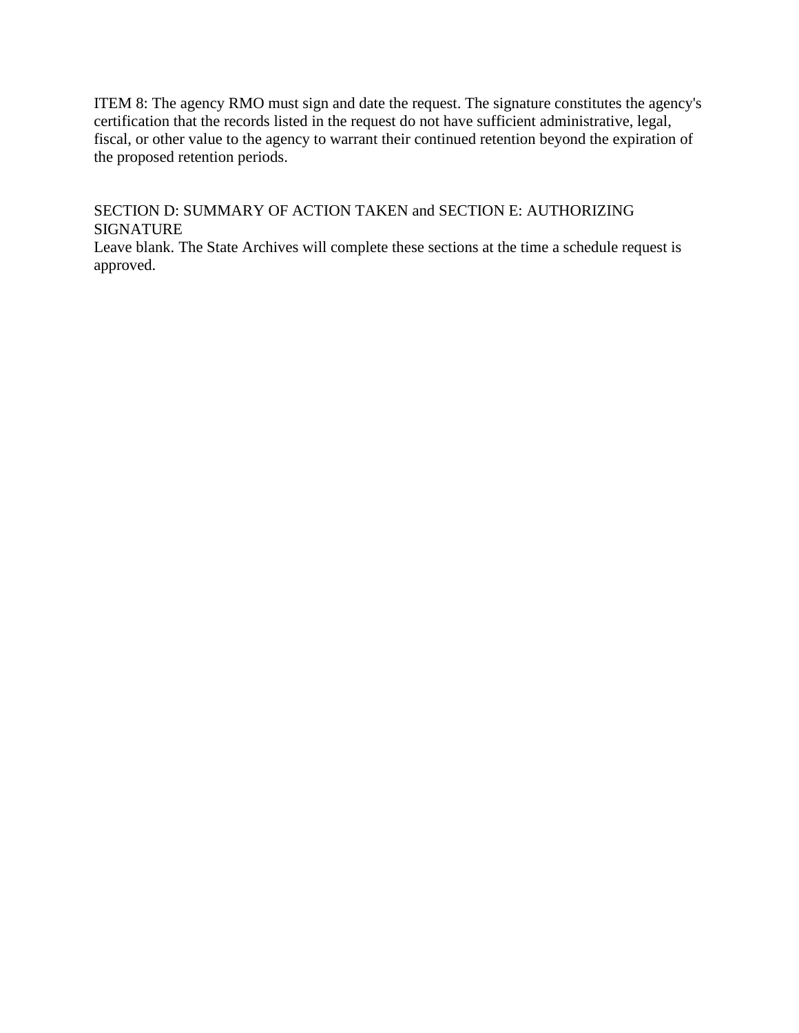ITEM 8: The agency RMO must sign and date the request. The signature constitutes the agency's certification that the records listed in the request do not have sufficient administrative, legal, fiscal, or other value to the agency to warrant their continued retention beyond the expiration of the proposed retention periods.

SECTION D: SUMMARY OF ACTION TAKEN and SECTION E: AUTHORIZING SIGNATURE

Leave blank. The State Archives will complete these sections at the time a schedule request is approved.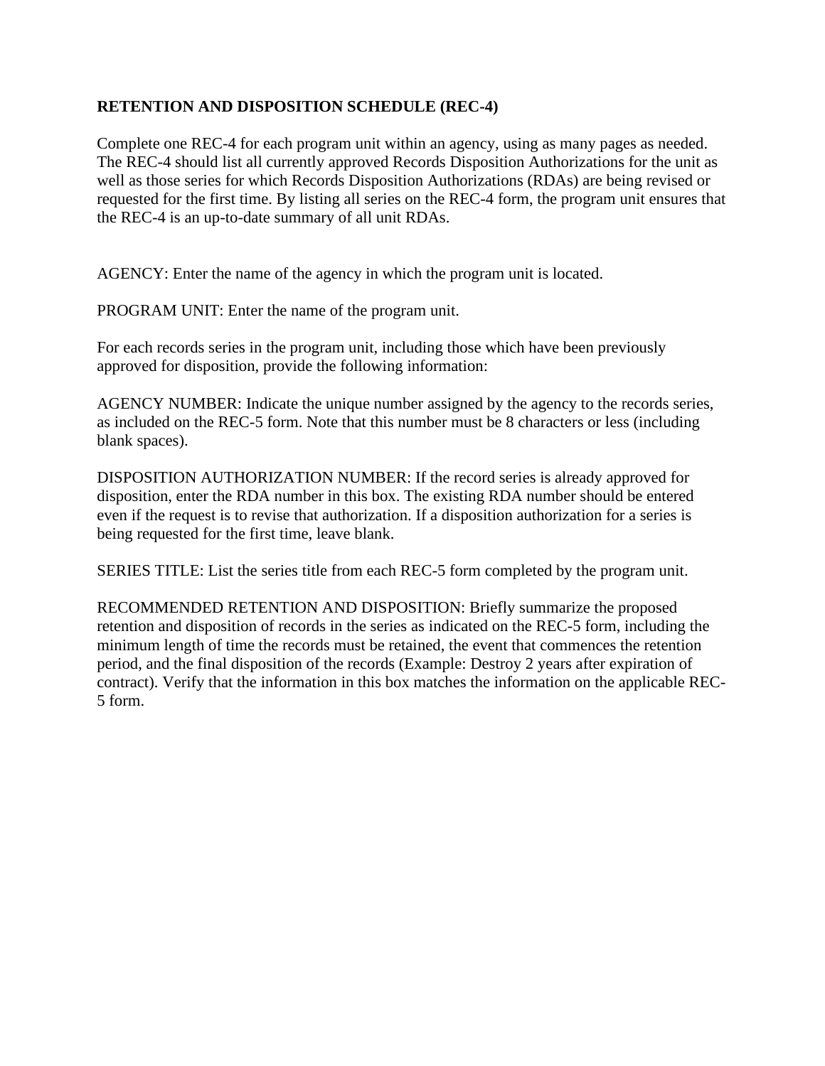**RETENTION AND DISPOSITION SCHEDULE (REC-4)**

Complete one REC-4 for each program unit within an agency, using as many pages as needed. The REC-4 should list all currently approved Records Disposition Authorizations for the unit as well as those series for which Records Disposition Authorizations (RDAs) are being revised or requested for the first time. By listing all series on the REC-4 form, the program unit ensures that the REC-4 is an up-to-date summary of all unit RDAs.

AGENCY: Enter the name of the agency in which the program unit is located.

PROGRAM UNIT: Enter the name of the program unit.

For each records series in the program unit, including those which have been previously approved for disposition, provide the following information:

AGENCY NUMBER: Indicate the unique number assigned by the agency to the records series, as included on the REC-5 form. Note that this number must be 8 characters or less (including blank spaces).

DISPOSITION AUTHORIZATION NUMBER: If the record series is already approved for disposition, enter the RDA number in this box. The existing RDA number should be entered even if the request is to revise that authorization. If a disposition authorization for a series is being requested for the first time, leave blank.

SERIES TITLE: List the series title from each REC-5 form completed by the program unit.

RECOMMENDED RETENTION AND DISPOSITION: Briefly summarize the proposed retention and disposition of records in the series as indicated on the REC-5 form, including the minimum length of time the records must be retained, the event that commences the retention period, and the final disposition of the records (Example: Destroy 2 years after expiration of contract). Verify that the information in this box matches the information on the applicable REC-5 form.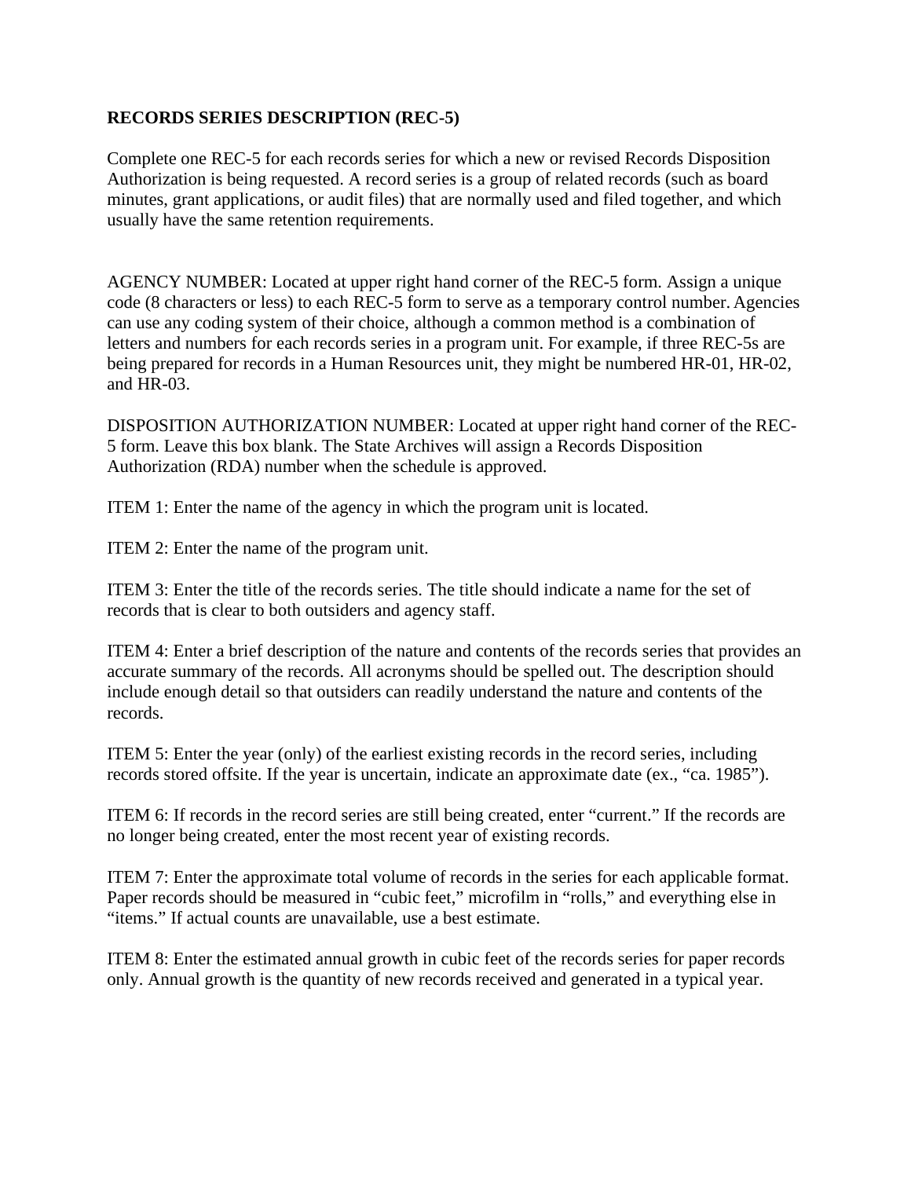**RECORDS SERIES DESCRIPTION (REC-5)**

Complete one REC-5 for each records series for which a new or revised Records Disposition Authorization is being requested. A record series is a group of related records (such as board minutes, grant applications, or audit files) that are normally used and filed together, and which usually have the same retention requirements.

AGENCY NUMBER: Located at upper right hand corner of the REC-5 form. Assign a unique code (8 characters or less) to each REC-5 form to serve as a temporary control number. Agencies can use any coding system of their choice, although a common method is a combination of letters and numbers for each records series in a program unit. For example, if three REC-5s are being prepared for records in a Human Resources unit, they might be numbered HR-01, HR-02, and HR-03.

DISPOSITION AUTHORIZATION NUMBER: Located at upper right hand corner of the REC-5 form. Leave this box blank. The State Archives will assign a Records Disposition Authorization (RDA) number when the schedule is approved.

ITEM 1: Enter the name of the agency in which the program unit is located.

ITEM 2: Enter the name of the program unit.

ITEM 3: Enter the title of the records series. The title should indicate a name for the set of records that is clear to both outsiders and agency staff.

ITEM 4: Enter a brief description of the nature and contents of the records series that provides an accurate summary of the records. All acronyms should be spelled out. The description should include enough detail so that outsiders can readily understand the nature and contents of the records.

ITEM 5: Enter the year (only) of the earliest existing records in the record series, including records stored offsite. If the year is uncertain, indicate an approximate date (ex., "ca. 1985").

ITEM 6: If records in the record series are still being created, enter "current." If the records are no longer being created, enter the most recent year of existing records.

ITEM 7: Enter the approximate total volume of records in the series for each applicable format. Paper records should be measured in "cubic feet," microfilm in "rolls," and everything else in "items." If actual counts are unavailable, use a best estimate.

ITEM 8: Enter the estimated annual growth in cubic feet of the records series for paper records only. Annual growth is the quantity of new records received and generated in a typical year.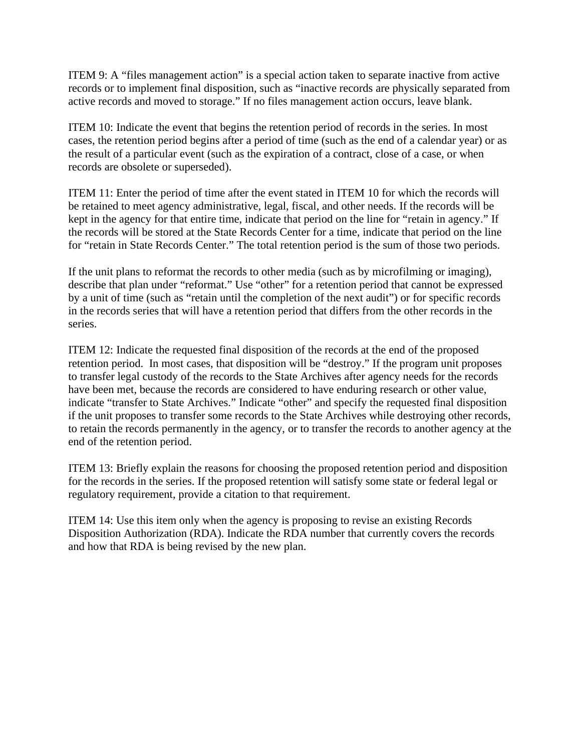ITEM 9: A “files management action” is a special action taken to separate inactive from active records or to implement final disposition, such as “inactive records are physically separated from active records and moved to storage.” If no files management action occurs, leave blank.

ITEM 10: Indicate the event that begins the retention period of records in the series. In most cases, the retention period begins after a period of time (such as the end of a calendar year) or as the result of a particular event (such as the expiration of a contract, close of a case, or when records are obsolete or superseded).

ITEM 11: Enter the period of time after the event stated in ITEM 10 for which the records will be retained to meet agency administrative, legal, fiscal, and other needs. If the records will be kept in the agency for that entire time, indicate that period on the line for “retain in agency.” If the records will be stored at the State Records Center for a time, indicate that period on the line for “retain in State Records Center.” The total retention period is the sum of those two periods.

If the unit plans to reformat the records to other media (such as by microfilming or imaging), describe that plan under “reformat.” Use “other” for a retention period that cannot be expressed by a unit of time (such as “retain until the completion of the next audit”) or for specific records in the records series that will have a retention period that differs from the other records in the series.

ITEM 12: Indicate the requested final disposition of the records at the end of the proposed retention period. In most cases, that disposition will be “destroy.” If the program unit proposes to transfer legal custody of the records to the State Archives after agency needs for the records have been met, because the records are considered to have enduring research or other value, indicate “transfer to State Archives.” Indicate “other” and specify the requested final disposition if the unit proposes to transfer some records to the State Archives while destroying other records, to retain the records permanently in the agency, or to transfer the records to another agency at the end of the retention period.

ITEM 13: Briefly explain the reasons for choosing the proposed retention period and disposition for the records in the series. If the proposed retention will satisfy some state or federal legal or regulatory requirement, provide a citation to that requirement.

ITEM 14: Use this item only when the agency is proposing to revise an existing Records Disposition Authorization (RDA). Indicate the RDA number that currently covers the records and how that RDA is being revised by the new plan.